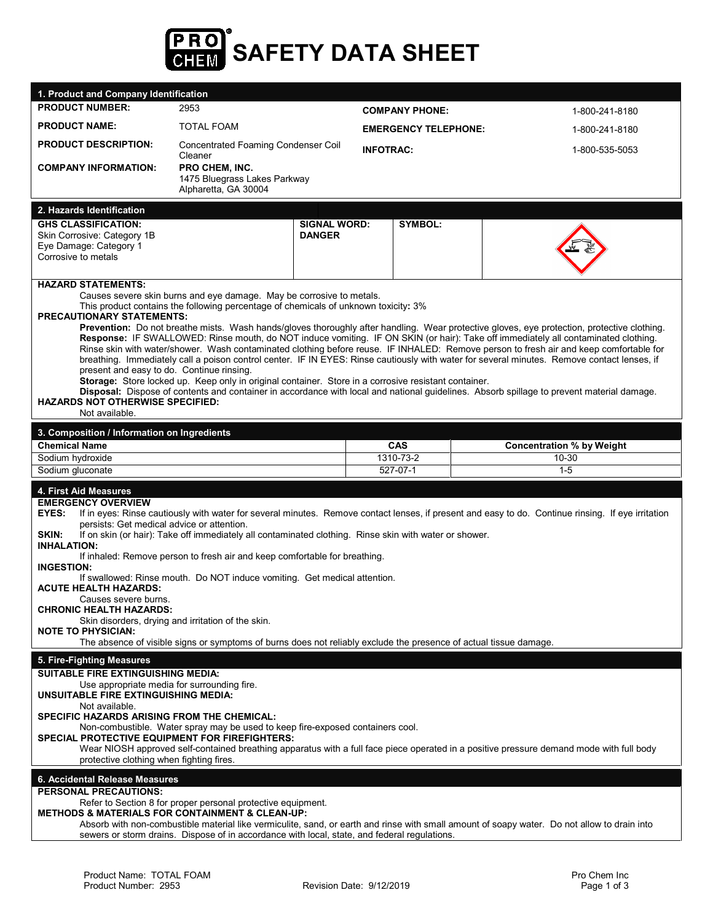# PRO CHEM SAFETY DATA SHEET

## 1. Product and Company Identification

| | | | |
|---|---|---|---|
| **PRODUCT NUMBER:** | 2953 | **COMPANY PHONE:** | 1-800-241-8180 |
| **PRODUCT NAME:** | TOTAL FOAM | **EMERGENCY TELEPHONE:** | 1-800-241-8180 |
| **PRODUCT DESCRIPTION:** | Concentrated Foaming Condenser Coil Cleaner | **INFOTRAC:** | 1-800-535-5053 |
| **COMPANY INFORMATION:** | **PRO CHEM, INC.** 1475 Bluegrass Lakes Parkway Alpharetta, GA 30004 | | |

## 2. Hazards Identification

| | | |
|---|---|---|
| **GHS CLASSIFICATION:** Skin Corrosive: Category 1B Eye Damage: Category 1 Corrosive to metals | **SIGNAL WORD:** DANGER | **SYMBOL:** |

**HAZARD STATEMENTS:**

Causes severe skin burns and eye damage. May be corrosive to metals.
This product contains the following percentage of chemicals of unknown toxicity**:** 3%

**PRECAUTIONARY STATEMENTS:**

**Prevention:** Do not breathe mists. Wash hands/gloves thoroughly after handling. Wear protective gloves, eye protection, protective clothing.
**Response:** IF SWALLOWED: Rinse mouth, do NOT induce vomiting. IF ON SKIN (or hair): Take off immediately all contaminated clothing. Rinse skin with water/shower. Wash contaminated clothing before reuse. IF INHALED: Remove person to fresh air and keep comfortable for breathing. Immediately call a poison control center. IF IN EYES: Rinse cautiously with water for several minutes. Remove contact lenses, if present and easy to do. Continue rinsing.
**Storage:** Store locked up. Keep only in original container. Store in a corrosive resistant container.
**Disposal:** Dispose of contents and container in accordance with local and national guidelines. Absorb spillage to prevent material damage.

**HAZARDS NOT OTHERWISE SPECIFIED:**

Not available.

## 3. Composition / Information on Ingredients

| Chemical Name | CAS | Concentration % by Weight |
|---|---|---|
| Sodium hydroxide | 1310-73-2 | 10-30 |
| Sodium gluconate | 527-07-1 | 1-5 |

## 4. First Aid Measures

**EMERGENCY OVERVIEW**

**EYES:** If in eyes: Rinse cautiously with water for several minutes. Remove contact lenses, if present and easy to do. Continue rinsing. If eye irritation persists: Get medical advice or attention.

**SKIN:** If on skin (or hair): Take off immediately all contaminated clothing. Rinse skin with water or shower.

**INHALATION:**

If inhaled: Remove person to fresh air and keep comfortable for breathing.

**INGESTION:**

If swallowed: Rinse mouth. Do NOT induce vomiting. Get medical attention.

**ACUTE HEALTH HAZARDS:**

Causes severe burns.

**CHRONIC HEALTH HAZARDS:**

Skin disorders, drying and irritation of the skin.

**NOTE TO PHYSICIAN:**

The absence of visible signs or symptoms of burns does not reliably exclude the presence of actual tissue damage.

## 5. Fire-Fighting Measures

**SUITABLE FIRE EXTINGUISHING MEDIA:**

Use appropriate media for surrounding fire.

**UNSUITABLE FIRE EXTINGUISHING MEDIA:**

Not available.

**SPECIFIC HAZARDS ARISING FROM THE CHEMICAL:**

Non-combustible. Water spray may be used to keep fire-exposed containers cool.

**SPECIAL PROTECTIVE EQUIPMENT FOR FIREFIGHTERS:**

Wear NIOSH approved self-contained breathing apparatus with a full face piece operated in a positive pressure demand mode with full body protective clothing when fighting fires.

## 6. Accidental Release Measures

**PERSONAL PRECAUTIONS:**

Refer to Section 8 for proper personal protective equipment.

**METHODS & MATERIALS FOR CONTAINMENT & CLEAN-UP:**

Absorb with non-combustible material like vermiculite, sand, or earth and rinse with small amount of soapy water. Do not allow to drain into sewers or storm drains. Dispose of in accordance with local, state, and federal regulations.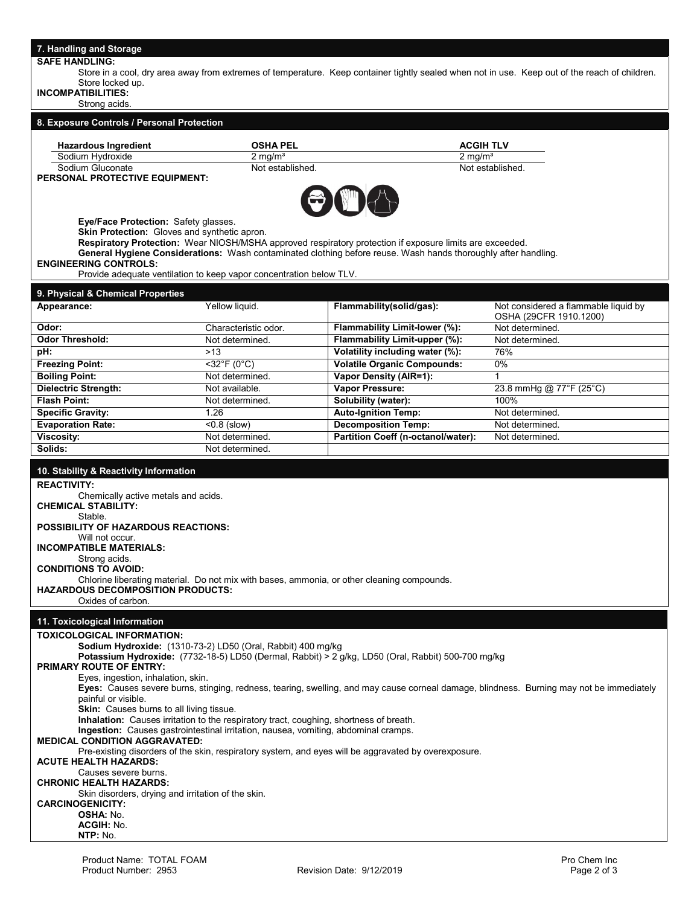## 7. Handling and Storage

**SAFE HANDLING:**

Store in a cool, dry area away from extremes of temperature. Keep container tightly sealed when not in use. Keep out of the reach of children. Store locked up.

**INCOMPATIBILITIES:**

Strong acids.

## 8. Exposure Controls / Personal Protection

| Hazardous Ingredient | OSHA PEL | ACGIH TLV |
|---|---|---|
| Sodium Hydroxide | 2 mg/m³ | 2 mg/m³ |
| Sodium Gluconate | Not established. | Not established. |

**PERSONAL PROTECTIVE EQUIPMENT:**

**Eye/Face Protection:** Safety glasses.
**Skin Protection:** Gloves and synthetic apron.
**Respiratory Protection:** Wear NIOSH/MSHA approved respiratory protection if exposure limits are exceeded.
**General Hygiene Considerations:** Wash contaminated clothing before reuse. Wash hands thoroughly after handling.

**ENGINEERING CONTROLS:**

Provide adequate ventilation to keep vapor concentration below TLV.

## 9. Physical & Chemical Properties

| | | | |
|---|---|---|---|
| **Appearance:** | Yellow liquid. | **Flammability(solid/gas):** | Not considered a flammable liquid by OSHA (29CFR 1910.1200) |
| **Odor:** | Characteristic odor. | **Flammability Limit-lower (%):** | Not determined. |
| **Odor Threshold:** | Not determined. | **Flammability Limit-upper (%):** | Not determined. |
| **pH:** | >13 | **Volatility including water (%):** | 76% |
| **Freezing Point:** | <32°F (0°C) | **Volatile Organic Compounds:** | 0% |
| **Boiling Point:** | Not determined. | **Vapor Density (AIR=1):** | 1 |
| **Dielectric Strength:** | Not available. | **Vapor Pressure:** | 23.8 mmHg @ 77°F (25°C) |
| **Flash Point:** | Not determined. | **Solubility (water):** | 100% |
| **Specific Gravity:** | 1.26 | **Auto-Ignition Temp:** | Not determined. |
| **Evaporation Rate:** | <0.8 (slow) | **Decomposition Temp:** | Not determined. |
| **Viscosity:** | Not determined. | **Partition Coeff (n-octanol/water):** | Not determined. |
| **Solids:** | Not determined. | | |

## 10. Stability & Reactivity Information

**REACTIVITY:**

Chemically active metals and acids.

**CHEMICAL STABILITY:**

Stable.

**POSSIBILITY OF HAZARDOUS REACTIONS:**

Will not occur.

**INCOMPATIBLE MATERIALS:**

Strong acids.

**CONDITIONS TO AVOID:**

Chlorine liberating material. Do not mix with bases, ammonia, or other cleaning compounds.

**HAZARDOUS DECOMPOSITION PRODUCTS:**

Oxides of carbon.

## 11. Toxicological Information

**TOXICOLOGICAL INFORMATION:**

**Sodium Hydroxide:** (1310-73-2) LD50 (Oral, Rabbit) 400 mg/kg
**Potassium Hydroxide:** (7732-18-5) LD50 (Dermal, Rabbit) > 2 g/kg, LD50 (Oral, Rabbit) 500-700 mg/kg

**PRIMARY ROUTE OF ENTRY:**

Eyes, ingestion, inhalation, skin.
**Eyes:** Causes severe burns, stinging, redness, tearing, swelling, and may cause corneal damage, blindness. Burning may not be immediately painful or visible.
**Skin:** Causes burns to all living tissue.
**Inhalation:** Causes irritation to the respiratory tract, coughing, shortness of breath.
**Ingestion:** Causes gastrointestinal irritation, nausea, vomiting, abdominal cramps.

**MEDICAL CONDITION AGGRAVATED:**

Pre-existing disorders of the skin, respiratory system, and eyes will be aggravated by overexposure.

**ACUTE HEALTH HAZARDS:**

Causes severe burns.

**CHRONIC HEALTH HAZARDS:**

Skin disorders, drying and irritation of the skin.

**CARCINOGENICITY:**

**OSHA:** No.
**ACGIH:** No.
**NTP:** No.

Product Name: TOTAL FOAM
Product Number: 2953
Revision Date: 9/12/2019
Pro Chem Inc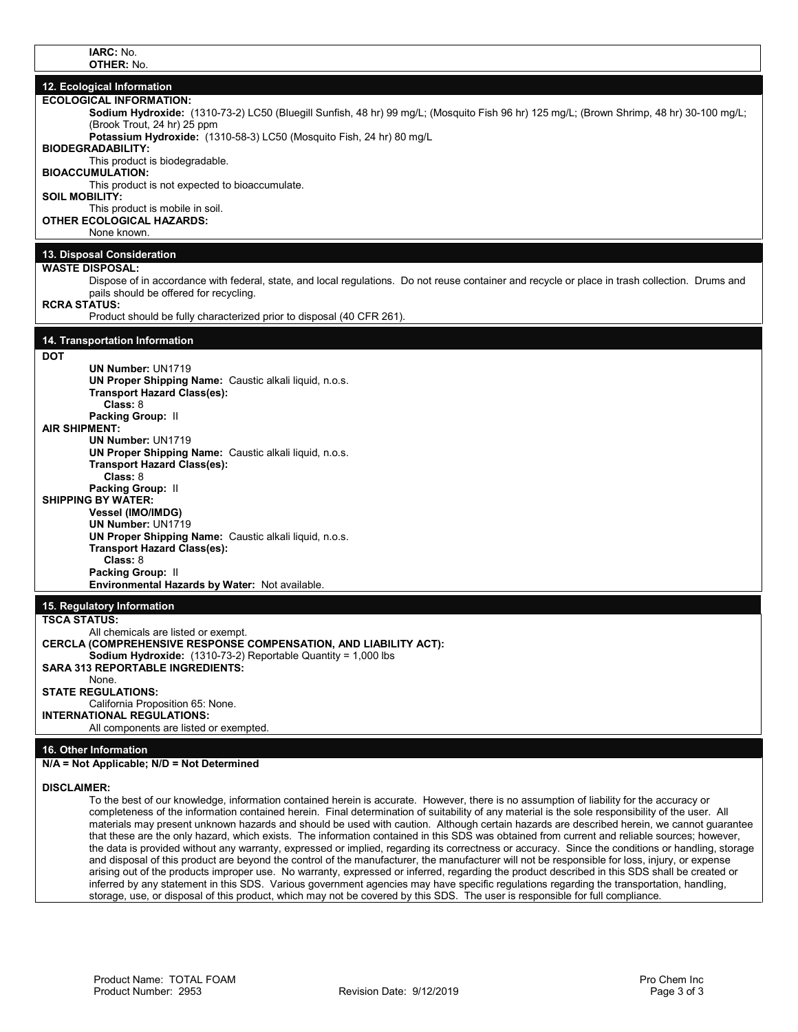**IARC:** No.
**OTHER:** No.

## 12. Ecological Information

**ECOLOGICAL INFORMATION:**

**Sodium Hydroxide:** (1310-73-2) LC50 (Bluegill Sunfish, 48 hr) 99 mg/L; (Mosquito Fish 96 hr) 125 mg/L; (Brown Shrimp, 48 hr) 30-100 mg/L; (Brook Trout, 24 hr) 25 ppm

**Potassium Hydroxide:** (1310-58-3) LC50 (Mosquito Fish, 24 hr) 80 mg/L

**BIODEGRADABILITY:**

This product is biodegradable.

**BIOACCUMULATION:**

This product is not expected to bioaccumulate.

**SOIL MOBILITY:**

This product is mobile in soil.

**OTHER ECOLOGICAL HAZARDS:**

None known.

## 13. Disposal Consideration

**WASTE DISPOSAL:**

Dispose of in accordance with federal, state, and local regulations. Do not reuse container and recycle or place in trash collection. Drums and pails should be offered for recycling.

**RCRA STATUS:**

Product should be fully characterized prior to disposal (40 CFR 261).

## 14. Transportation Information

**DOT**

**UN Number:** UN1719
**UN Proper Shipping Name:** Caustic alkali liquid, n.o.s.
**Transport Hazard Class(es):**
**Class:** 8
**Packing Group:** II

**AIR SHIPMENT:**

**UN Number:** UN1719
**UN Proper Shipping Name:** Caustic alkali liquid, n.o.s.
**Transport Hazard Class(es):**
**Class:** 8
**Packing Group:** II

**SHIPPING BY WATER:**

**Vessel (IMO/IMDG)**
**UN Number:** UN1719
**UN Proper Shipping Name:** Caustic alkali liquid, n.o.s.
**Transport Hazard Class(es):**
**Class:** 8
**Packing Group:** II
**Environmental Hazards by Water:** Not available.

## 15. Regulatory Information

**TSCA STATUS:**

All chemicals are listed or exempt.

**CERCLA (COMPREHENSIVE RESPONSE COMPENSATION, AND LIABILITY ACT):**

**Sodium Hydroxide:** (1310-73-2) Reportable Quantity = 1,000 lbs

**SARA 313 REPORTABLE INGREDIENTS:**

None.

**STATE REGULATIONS:**

California Proposition 65: None.

**INTERNATIONAL REGULATIONS:**

All components are listed or exempted.

## 16. Other Information

**N/A = Not Applicable; N/D = Not Determined**

**DISCLAIMER:**

To the best of our knowledge, information contained herein is accurate. However, there is no assumption of liability for the accuracy or completeness of the information contained herein. Final determination of suitability of any material is the sole responsibility of the user. All materials may present unknown hazards and should be used with caution. Although certain hazards are described herein, we cannot guarantee that these are the only hazard, which exists. The information contained in this SDS was obtained from current and reliable sources; however, the data is provided without any warranty, expressed or implied, regarding its correctness or accuracy. Since the conditions or handling, storage and disposal of this product are beyond the control of the manufacturer, the manufacturer will not be responsible for loss, injury, or expense arising out of the products improper use. No warranty, expressed or inferred, regarding the product described in this SDS shall be created or inferred by any statement in this SDS. Various government agencies may have specific regulations regarding the transportation, handling, storage, use, or disposal of this product, which may not be covered by this SDS. The user is responsible for full compliance.